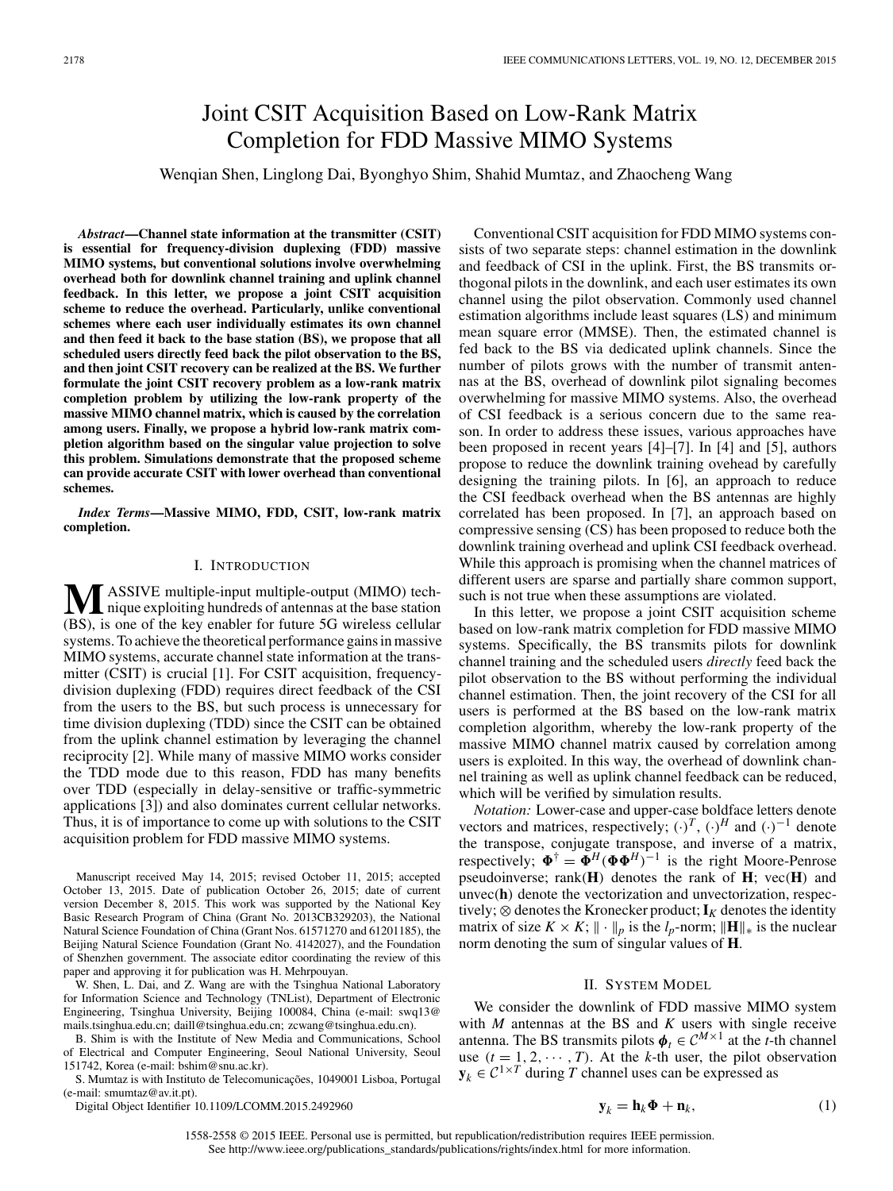# Joint CSIT Acquisition Based on Low-Rank Matrix Completion for FDD Massive MIMO Systems

Wenqian Shen, Linglong Dai, Byonghyo Shim, Shahid Mumtaz, and Zhaocheng Wang

***Abstract*—Channel state information at the transmitter (CSIT) is essential for frequency-division duplexing (FDD) massive MIMO systems, but conventional solutions involve overwhelming overhead both for downlink channel training and uplink channel feedback. In this letter, we propose a joint CSIT acquisition scheme to reduce the overhead. Particularly, unlike conventional schemes where each user individually estimates its own channel and then feed it back to the base station (BS), we propose that all scheduled users directly feed back the pilot observation to the BS, and then joint CSIT recovery can be realized at the BS. We further formulate the joint CSIT recovery problem as a low-rank matrix completion problem by utilizing the low-rank property of the massive MIMO channel matrix, which is caused by the correlation among users. Finally, we propose a hybrid low-rank matrix completion algorithm based on the singular value projection to solve this problem. Simulations demonstrate that the proposed scheme can provide accurate CSIT with lower overhead than conventional schemes.**

***Index Terms*—Massive MIMO, FDD, CSIT, low-rank matrix completion.**

## I. Introduction

Massive multiple-input multiple-output (MIMO) technique exploiting hundreds of antennas at the base station (BS), is one of the key enabler for future 5G wireless cellular systems. To achieve the theoretical performance gains in massive MIMO systems, accurate channel state information at the transmitter (CSIT) is crucial [1]. For CSIT acquisition, frequency-division duplexing (FDD) requires direct feedback of the CSI from the users to the BS, but such process is unnecessary for time division duplexing (TDD) since the CSIT can be obtained from the uplink channel estimation by leveraging the channel reciprocity [2]. While many of massive MIMO works consider the TDD mode due to this reason, FDD has many benefits over TDD (especially in delay-sensitive or traffic-symmetric applications [3]) and also dominates current cellular networks. Thus, it is of importance to come up with solutions to the CSIT acquisition problem for FDD massive MIMO systems.

Manuscript received May 14, 2015; revised October 11, 2015; accepted October 13, 2015. Date of publication October 26, 2015; date of current version December 8, 2015. This work was supported by the National Key Basic Research Program of China (Grant No. 2013CB329203), the National Natural Science Foundation of China (Grant Nos. 61571270 and 61201185), the Beijing Natural Science Foundation (Grant No. 4142027), and the Foundation of Shenzhen government. The associate editor coordinating the review of this paper and approving it for publication was H. Mehrpouyan.

W. Shen, L. Dai, and Z. Wang are with the Tsinghua National Laboratory for Information Science and Technology (TNList), Department of Electronic Engineering, Tsinghua University, Beijing 100084, China (e-mail: swq13@mails.tsinghua.edu.cn; daill@tsinghua.edu.cn; zcwang@tsinghua.edu.cn).

B. Shim is with the Institute of New Media and Communications, School of Electrical and Computer Engineering, Seoul National University, Seoul 151742, Korea (e-mail: bshim@snu.ac.kr).

S. Mumtaz is with Instituto de Telecomunicações, 1049001 Lisboa, Portugal (e-mail: smumtaz@av.it.pt).

Digital Object Identifier 10.1109/LCOMM.2015.2492960

Conventional CSIT acquisition for FDD MIMO systems consists of two separate steps: channel estimation in the downlink and feedback of CSI in the uplink. First, the BS transmits orthogonal pilots in the downlink, and each user estimates its own channel using the pilot observation. Commonly used channel estimation algorithms include least squares (LS) and minimum mean square error (MMSE). Then, the estimated channel is fed back to the BS via dedicated uplink channels. Since the number of pilots grows with the number of transmit antennas at the BS, overhead of downlink pilot signaling becomes overwhelming for massive MIMO systems. Also, the overhead of CSI feedback is a serious concern due to the same reason. In order to address these issues, various approaches have been proposed in recent years [4]–[7]. In [4] and [5], authors propose to reduce the downlink training ovehead by carefully designing the training pilots. In [6], an approach to reduce the CSI feedback overhead when the BS antennas are highly correlated has been proposed. In [7], an approach based on compressive sensing (CS) has been proposed to reduce both the downlink training overhead and uplink CSI feedback overhead. While this approach is promising when the channel matrices of different users are sparse and partially share common support, such is not true when these assumptions are violated.

In this letter, we propose a joint CSIT acquisition scheme based on low-rank matrix completion for FDD massive MIMO systems. Specifically, the BS transmits pilots for downlink channel training and the scheduled users *directly* feed back the pilot observation to the BS without performing the individual channel estimation. Then, the joint recovery of the CSI for all users is performed at the BS based on the low-rank matrix completion algorithm, whereby the low-rank property of the massive MIMO channel matrix caused by correlation among users is exploited. In this way, the overhead of downlink channel training as well as uplink channel feedback can be reduced, which will be verified by simulation results.

*Notation:* Lower-case and upper-case boldface letters denote vectors and matrices, respectively; $(\cdot)^T$, $(\cdot)^H$ and $(\cdot)^{-1}$ denote the transpose, conjugate transpose, and inverse of a matrix, respectively; $\mathbf{\Phi}^{\dagger} = \mathbf{\Phi}^H(\mathbf{\Phi}\mathbf{\Phi}^H)^{-1}$ is the right Moore-Penrose pseudoinverse; rank($\mathbf{H}$) denotes the rank of $\mathbf{H}$; vec($\mathbf{H}$) and unvec($\mathbf{h}$) denote the vectorization and unvectorization, respectively; $\otimes$ denotes the Kronecker product; $\mathbf{I}_K$ denotes the identity matrix of size $K \times K$; $\|\cdot\|_p$ is the $l_p$-norm; $\|\mathbf{H}\|_*$ is the nuclear norm denoting the sum of singular values of $\mathbf{H}$.

## II. System Model

We consider the downlink of FDD massive MIMO system with $M$ antennas at the BS and $K$ users with single receive antenna. The BS transmits pilots $\boldsymbol{\phi}_t \in \mathcal{C}^{M\times 1}$ at the $t$-th channel use ($t = 1, 2, \cdots, T$). At the $k$-th user, the pilot observation $\mathbf{y}_k \in \mathcal{C}^{1\times T}$ during $T$ channel uses can be expressed as

$$\mathbf{y}_k = \mathbf{h}_k\mathbf{\Phi} + \mathbf{n}_k, \tag{1}$$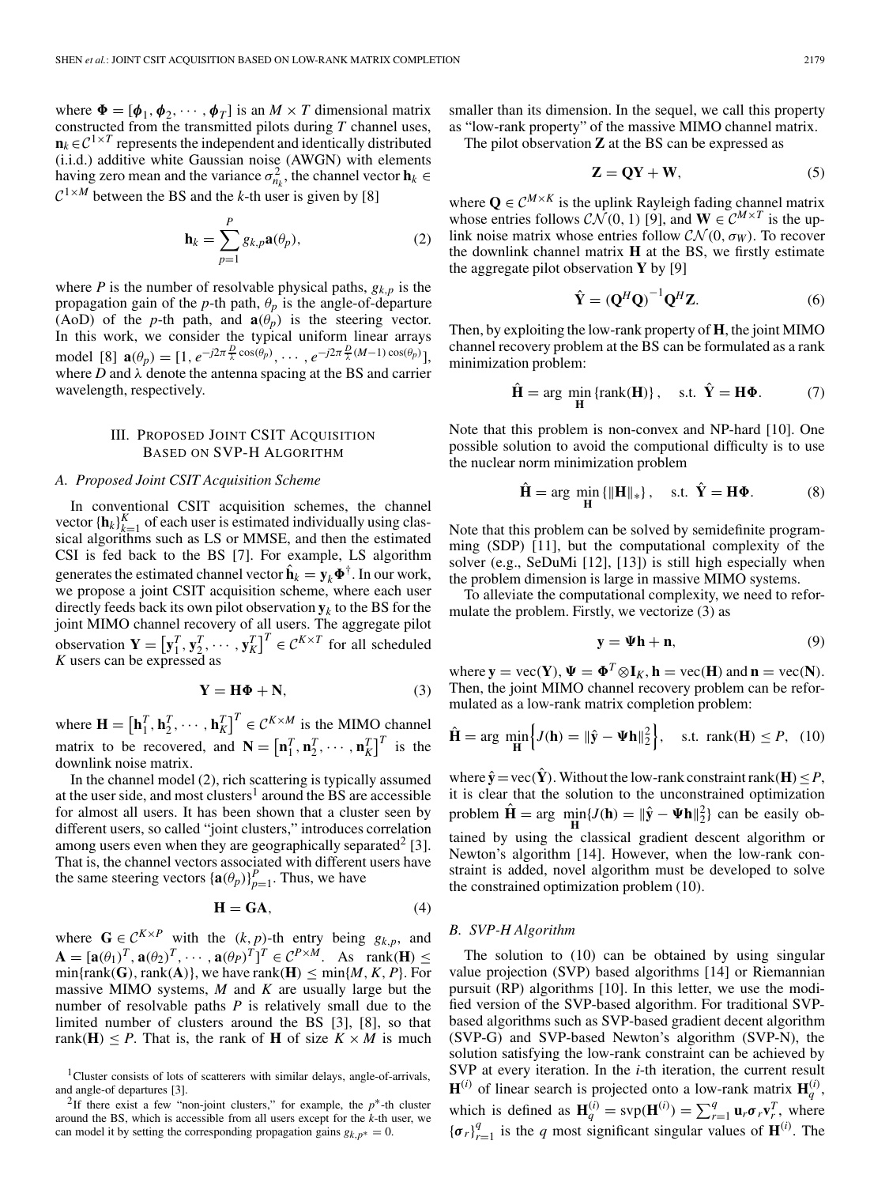where $\mathbf{\Phi} = [\boldsymbol{\phi}_1, \boldsymbol{\phi}_2, \cdots, \boldsymbol{\phi}_T]$ is an $M \times T$ dimensional matrix constructed from the transmitted pilots during $T$ channel uses, $\mathbf{n}_k \in \mathcal{C}^{1\times T}$ represents the independent and identically distributed (i.i.d.) additive white Gaussian noise (AWGN) with elements having zero mean and the variance $\sigma_{n_k}^2$, the channel vector $\mathbf{h}_k \in \mathcal{C}^{1\times M}$ between the BS and the $k$-th user is given by [8]

$$\mathbf{h}_k = \sum_{p=1}^{P} g_{k,p}\mathbf{a}(\theta_p), \tag{2}$$

where $P$ is the number of resolvable physical paths, $g_{k,p}$ is the propagation gain of the $p$-th path, $\theta_p$ is the angle-of-departure (AoD) of the $p$-th path, and $\mathbf{a}(\theta_p)$ is the steering vector. In this work, we consider the typical uniform linear arrays model [8] $\mathbf{a}(\theta_p) = [1, e^{-j2\pi\frac{D}{\lambda}\cos(\theta_p)}, \cdots, e^{-j2\pi\frac{D}{\lambda}(M-1)\cos(\theta_p)}]$, where $D$ and $\lambda$ denote the antenna spacing at the BS and carrier wavelength, respectively.

## III. Proposed Joint CSIT Acquisition Based on SVP-H Algorithm

### A. Proposed Joint CSIT Acquisition Scheme

In conventional CSIT acquisition schemes, the channel vector $\{\mathbf{h}_k\}_{k=1}^{K}$ of each user is estimated individually using classical algorithms such as LS or MMSE, and then the estimated CSI is fed back to the BS [7]. For example, LS algorithm generates the estimated channel vector $\hat{\mathbf{h}}_k = \mathbf{y}_k\mathbf{\Phi}^{\dagger}$. In our work, we propose a joint CSIT acquisition scheme, where each user directly feeds back its own pilot observation $\mathbf{y}_k$ to the BS for the joint MIMO channel recovery of all users. The aggregate pilot observation $\mathbf{Y} = \left[\mathbf{y}_1^T, \mathbf{y}_2^T, \cdots, \mathbf{y}_K^T\right]^T \in \mathcal{C}^{K\times T}$ for all scheduled $K$ users can be expressed as

$$\mathbf{Y} = \mathbf{H}\mathbf{\Phi} + \mathbf{N}, \tag{3}$$

where $\mathbf{H} = \left[\mathbf{h}_1^T, \mathbf{h}_2^T, \cdots, \mathbf{h}_K^T\right]^T \in \mathcal{C}^{K\times M}$ is the MIMO channel matrix to be recovered, and $\mathbf{N} = \left[\mathbf{n}_1^T, \mathbf{n}_2^T, \cdots, \mathbf{n}_K^T\right]^T$ is the downlink noise matrix.

In the channel model (2), rich scattering is typically assumed at the user side, and most clusters[1] around the BS are accessible for almost all users. It has been shown that a cluster seen by different users, so called "joint clusters," introduces correlation among users even when they are geographically separated[2] [3]. That is, the channel vectors associated with different users have the same steering vectors $\{\mathbf{a}(\theta_p)\}_{p=1}^{P}$. Thus, we have

$$\mathbf{H} = \mathbf{G}\mathbf{A}, \tag{4}$$

where $\mathbf{G} \in \mathcal{C}^{K\times P}$ with the $(k, p)$-th entry being $g_{k,p}$, and $\mathbf{A} = [\mathbf{a}(\theta_1)^T, \mathbf{a}(\theta_2)^T, \cdots, \mathbf{a}(\theta_P)^T]^T \in \mathcal{C}^{P\times M}$. As $\text{rank}(\mathbf{H}) \leq \min\{\text{rank}(\mathbf{G}), \text{rank}(\mathbf{A})\}$, we have $\text{rank}(\mathbf{H}) \leq \min\{M, K, P\}$. For massive MIMO systems, $M$ and $K$ are usually large but the number of resolvable paths $P$ is relatively small due to the limited number of clusters around the BS [3], [8], so that $\text{rank}(\mathbf{H}) \leq P$. That is, the rank of $\mathbf{H}$ of size $K \times M$ is much smaller than its dimension. In the sequel, we call this property as "low-rank property" of the massive MIMO channel matrix.

The pilot observation $\mathbf{Z}$ at the BS can be expressed as

$$\mathbf{Z} = \mathbf{Q}\mathbf{Y} + \mathbf{W}, \tag{5}$$

where $\mathbf{Q} \in \mathcal{C}^{M\times K}$ is the uplink Rayleigh fading channel matrix whose entries follows $\mathcal{CN}(0, 1)$ [9], and $\mathbf{W} \in \mathcal{C}^{M\times T}$ is the uplink noise matrix whose entries follow $\mathcal{CN}(0, \sigma_W)$. To recover the downlink channel matrix $\mathbf{H}$ at the BS, we firstly estimate the aggregate pilot observation $\mathbf{Y}$ by [9]

$$\hat{\mathbf{Y}} = \left(\mathbf{Q}^H\mathbf{Q}\right)^{-1}\mathbf{Q}^H\mathbf{Z}. \tag{6}$$

Then, by exploiting the low-rank property of $\mathbf{H}$, the joint MIMO channel recovery problem at the BS can be formulated as a rank minimization problem:

$$\hat{\mathbf{H}} = \arg\min_{\mathbf{H}}\{\text{rank}(\mathbf{H})\}, \quad \text{s.t. } \hat{\mathbf{Y}} = \mathbf{H}\mathbf{\Phi}. \tag{7}$$

Note that this problem is non-convex and NP-hard [10]. One possible solution to avoid the computional difficulty is to use the nuclear norm minimization problem

$$\hat{\mathbf{H}} = \arg\min_{\mathbf{H}}\{\|\mathbf{H}\|_*\}, \quad \text{s.t. } \hat{\mathbf{Y}} = \mathbf{H}\mathbf{\Phi}. \tag{8}$$

Note that this problem can be solved by semidefinite programming (SDP) [11], but the computational complexity of the solver (e.g., SeDuMi [12], [13]) is still high especially when the problem dimension is large in massive MIMO systems.

To alleviate the computational complexity, we need to reformulate the problem. Firstly, we vectorize (3) as

$$\mathbf{y} = \mathbf{\Psi}\mathbf{h} + \mathbf{n}, \tag{9}$$

where $\mathbf{y} = \text{vec}(\mathbf{Y})$, $\mathbf{\Psi} = \mathbf{\Phi}^T \otimes \mathbf{I}_K$, $\mathbf{h} = \text{vec}(\mathbf{H})$ and $\mathbf{n} = \text{vec}(\mathbf{N})$. Then, the joint MIMO channel recovery problem can be reformulated as a low-rank matrix completion problem:

$$\hat{\mathbf{H}} = \arg\min_{\mathbf{H}}\left\{J(\mathbf{h}) = \|\hat{\mathbf{y}} - \mathbf{\Psi}\mathbf{h}\|_2^2\right\}, \quad \text{s.t. } \text{rank}(\mathbf{H}) \leq P, \tag{10}$$

where $\hat{\mathbf{y}} = \text{vec}(\hat{\mathbf{Y}})$. Without the low-rank constraint $\text{rank}(\mathbf{H}) \leq P$, it is clear that the solution to the unconstrained optimization problem $\hat{\mathbf{H}} = \arg\min_{\mathbf{H}}\{J(\mathbf{h}) = \|\hat{\mathbf{y}} - \mathbf{\Psi}\mathbf{h}\|_2^2\}$ can be easily obtained by using the classical gradient descent algorithm or Newton's algorithm [14]. However, when the low-rank constraint is added, novel algorithm must be developed to solve the constrained optimization problem (10).

### B. SVP-H Algorithm

The solution to (10) can be obtained by using singular value projection (SVP) based algorithms [14] or Riemannian pursuit (RP) algorithms [10]. In this letter, we use the modified version of the SVP-based algorithm. For traditional SVP-based algorithms such as SVP-based gradient decent algorithm (SVP-G) and SVP-based Newton's algorithm (SVP-N), the solution satisfying the low-rank constraint can be achieved by SVP at every iteration. In the $i$-th iteration, the current result $\mathbf{H}^{(i)}$ of linear search is projected onto a low-rank matrix $\mathbf{H}_q^{(i)}$, which is defined as $\mathbf{H}_q^{(i)} = \text{svp}(\mathbf{H}^{(i)}) = \sum_{r=1}^{q}\mathbf{u}_r\boldsymbol{\sigma}_r\mathbf{v}_r^T$, where $\{\boldsymbol{\sigma}_r\}_{r=1}^{q}$ is the $q$ most significant singular values of $\mathbf{H}^{(i)}$. The

[1] Cluster consists of lots of scatterers with similar delays, angle-of-arrivals, and angle-of departures [3].

[2] If there exist a few "non-joint clusters," for example, the $p^*$-th cluster around the BS, which is accessible from all users except for the $k$-th user, we can model it by setting the corresponding propagation gains $g_{k,p^*} = 0$.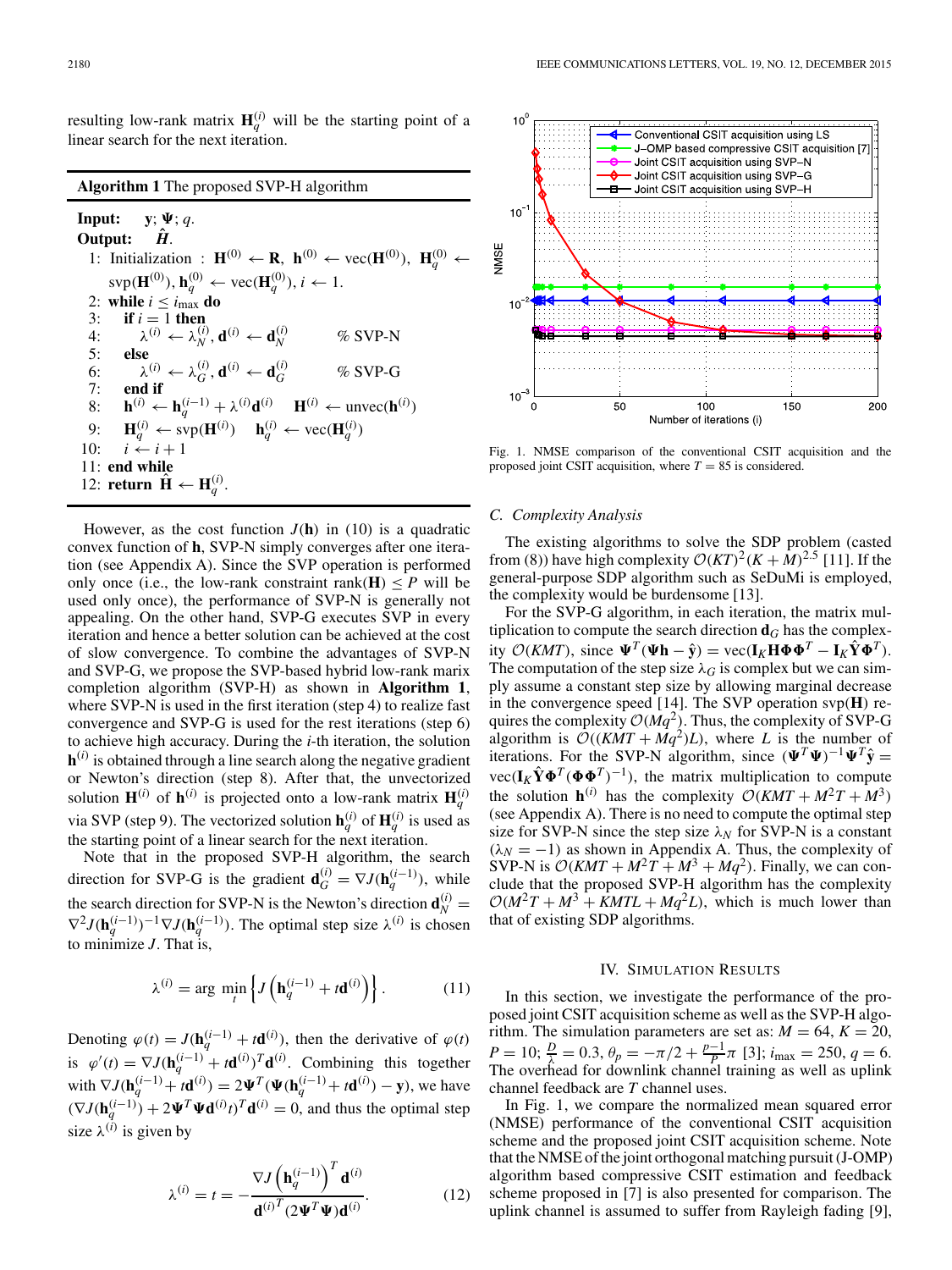resulting low-rank matrix $\mathbf{H}_q^{(i)}$ will be the starting point of a linear search for the next iteration.

**Algorithm 1** The proposed SVP-H algorithm

**Input:** $\mathbf{y}$; $\mathbf{\Psi}$; $q$.
**Output:** $\hat{\boldsymbol{H}}$.

1: Initialization : $\mathbf{H}^{(0)} \leftarrow \mathbf{R}$, $\mathbf{h}^{(0)} \leftarrow \text{vec}(\mathbf{H}^{(0)})$, $\mathbf{H}_q^{(0)} \leftarrow \text{svp}(\mathbf{H}^{(0)})$, $\mathbf{h}_q^{(0)} \leftarrow \text{vec}(\mathbf{H}_q^{(0)})$, $i \leftarrow 1$.
2: **while** $i \leq i_{\max}$ **do**
3: **if** $i = 1$ **then**
4: $\lambda^{(i)} \leftarrow \lambda_N^{(i)}, \mathbf{d}^{(i)} \leftarrow \mathbf{d}_N^{(i)}$ % SVP-N
5: **else**
6: $\lambda^{(i)} \leftarrow \lambda_G^{(i)}, \mathbf{d}^{(i)} \leftarrow \mathbf{d}_G^{(i)}$ % SVP-G
7: **end if**
8: $\mathbf{h}^{(i)} \leftarrow \mathbf{h}_q^{(i-1)} + \lambda^{(i)}\mathbf{d}^{(i)}$ $\mathbf{H}^{(i)} \leftarrow \text{unvec}(\mathbf{h}^{(i)})$
9: $\mathbf{H}_q^{(i)} \leftarrow \text{svp}(\mathbf{H}^{(i)})$ $\mathbf{h}_q^{(i)} \leftarrow \text{vec}(\mathbf{H}_q^{(i)})$
10: $i \leftarrow i + 1$
11: **end while**
12: **return** $\hat{\mathbf{H}} \leftarrow \mathbf{H}_q^{(i)}$.

However, as the cost function $J(\mathbf{h})$ in (10) is a quadratic convex function of $\mathbf{h}$, SVP-N simply converges after one iteration (see Appendix A). Since the SVP operation is performed only once (i.e., the low-rank constraint $\text{rank}(\mathbf{H}) \leq P$ will be used only once), the performance of SVP-N is generally not appealing. On the other hand, SVP-G executes SVP in every iteration and hence a better solution can be achieved at the cost of slow convergence. To combine the advantages of SVP-N and SVP-G, we propose the SVP-based hybrid low-rank matrix completion algorithm (SVP-H) as shown in **Algorithm 1**, where SVP-N is used in the first iteration (step 4) to realize fast convergence and SVP-G is used for the rest iterations (step 6) to achieve high accuracy. During the $i$-th iteration, the solution $\mathbf{h}^{(i)}$ is obtained through a line search along the negative gradient or Newton's direction (step 8). After that, the unvectorized solution $\mathbf{H}^{(i)}$ of $\mathbf{h}^{(i)}$ is projected onto a low-rank matrix $\mathbf{H}_q^{(i)}$ via SVP (step 9). The vectorized solution $\mathbf{h}_q^{(i)}$ of $\mathbf{H}_q^{(i)}$ is used as the starting point of a linear search for the next iteration.

Note that in the proposed SVP-H algorithm, the search direction for SVP-G is the gradient $\mathbf{d}_G^{(i)} = \nabla J(\mathbf{h}_q^{(i-1)})$, while the search direction for SVP-N is the Newton's direction $\mathbf{d}_N^{(i)} = \nabla^2 J(\mathbf{h}_q^{(i-1)})^{-1} \nabla J(\mathbf{h}_q^{(i-1)})$. The optimal step size $\lambda^{(i)}$ is chosen to minimize $J$. That is,

$$\lambda^{(i)} = \arg\min_t \left\{ J\left(\mathbf{h}_q^{(i-1)} + t\mathbf{d}^{(i)}\right) \right\}. \tag{11}$$

Denoting $\varphi(t) = J(\mathbf{h}_q^{(i-1)} + t\mathbf{d}^{(i)})$, then the derivative of $\varphi(t)$ is $\varphi'(t) = \nabla J(\mathbf{h}_q^{(i-1)} + t\mathbf{d}^{(i)})^T \mathbf{d}^{(i)}$. Combining this together with $\nabla J(\mathbf{h}_q^{(i-1)} + t\mathbf{d}^{(i)}) = 2\mathbf{\Psi}^T(\mathbf{\Psi}(\mathbf{h}_q^{(i-1)} + t\mathbf{d}^{(i)}) - \mathbf{y})$, we have $(\nabla J(\mathbf{h}_q^{(i-1)}) + 2\mathbf{\Psi}^T\mathbf{\Psi}\mathbf{d}^{(i)}t)^T\mathbf{d}^{(i)} = 0$, and thus the optimal step size $\lambda^{(i)}$ is given by

$$\lambda^{(i)} = t = -\frac{\nabla J\left(\mathbf{h}_q^{(i-1)}\right)^T \mathbf{d}^{(i)}}{\mathbf{d}^{(i)T}(2\mathbf{\Psi}^T\mathbf{\Psi})\mathbf{d}^{(i)}}. \tag{12}$$

Fig. 1. NMSE comparison of the conventional CSIT acquisition and the proposed joint CSIT acquisition, where $T = 85$ is considered.

### C. Complexity Analysis

The existing algorithms to solve the SDP problem (casted from (8)) have high complexity $\mathcal{O}(KT)^2(K+M)^{2.5}$ [11]. If the general-purpose SDP algorithm such as SeDuMi is employed, the complexity would be burdensome [13].

For the SVP-G algorithm, in each iteration, the matrix multiplication to compute the search direction $\mathbf{d}_G$ has the complexity $\mathcal{O}(KMT)$, since $\mathbf{\Psi}^T(\mathbf{\Psi}\mathbf{h} - \hat{\mathbf{y}}) = \text{vec}(\mathbf{I}_K\mathbf{H}\mathbf{\Phi}\mathbf{\Phi}^T - \mathbf{I}_K\hat{\mathbf{Y}}\mathbf{\Phi}^T)$. The computation of the step size $\lambda_G$ is complex but we can simply assume a constant step size by allowing marginal decrease in the convergence speed [14]. The SVP operation $\text{svp}(\mathbf{H})$ requires the complexity $\mathcal{O}(Mq^2)$. Thus, the complexity of SVP-G algorithm is $\mathcal{O}((KMT + Mq^2)L)$, where $L$ is the number of iterations. For the SVP-N algorithm, since $(\mathbf{\Psi}^T\mathbf{\Psi})^{-1}\mathbf{\Psi}^T\hat{\mathbf{y}} = \text{vec}(\mathbf{I}_K\hat{\mathbf{Y}}\mathbf{\Phi}^T(\mathbf{\Phi}\mathbf{\Phi}^T)^{-1})$, the matrix multiplication to compute the solution $\mathbf{h}^{(i)}$ has the complexity $\mathcal{O}(KMT + M^2T + M^3)$ (see Appendix A). There is no need to compute the optimal step size for SVP-N since the step size $\lambda_N$ for SVP-N is a constant ($\lambda_N = -1$) as shown in Appendix A. Thus, the complexity of SVP-N is $\mathcal{O}(KMT + M^2T + M^3 + Mq^2)$. Finally, we can conclude that the proposed SVP-H algorithm has the complexity $\mathcal{O}(M^2T + M^3 + KMTL + Mq^2L)$, which is much lower than that of existing SDP algorithms.

## IV. Simulation Results

In this section, we investigate the performance of the proposed joint CSIT acquisition scheme as well as the SVP-H algorithm. The simulation parameters are set as: $M = 64$, $K = 20$, $P = 10$; $\frac{D}{\lambda} = 0.3$, $\theta_p = -\pi/2 + \frac{p-1}{P}\pi$ [3]; $i_{\max} = 250$, $q = 6$. The overhead for downlink channel training as well as uplink channel feedback are $T$ channel uses.

In Fig. 1, we compare the normalized mean squared error (NMSE) performance of the conventional CSIT acquisition scheme and the proposed joint CSIT acquisition scheme. Note that the NMSE of the joint orthogonal matching pursuit (J-OMP) algorithm based compressive CSIT estimation and feedback scheme proposed in [7] is also presented for comparison. The uplink channel is assumed to suffer from Rayleigh fading [9],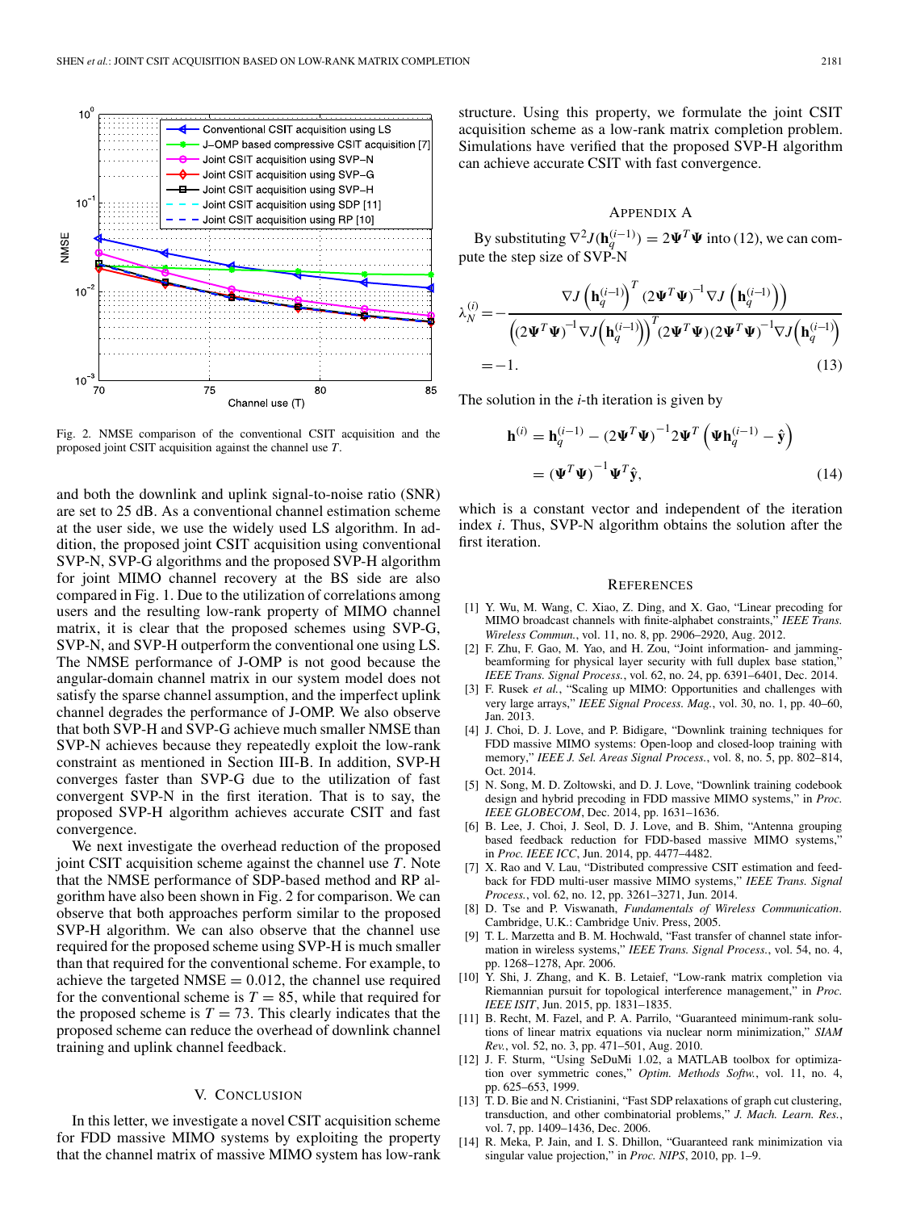10^0

10^-1

10^-2

10^-3

NMSE

70 75 80 85

Channel use (T)

Conventional CSIT acquisition using LS

J–OMP based compressive CSIT acquisition [7]

Joint CSIT acquisition using SVP–N

Joint CSIT acquisition using SVP–G

Joint CSIT acquisition using SVP–H

Joint CSIT acquisition using SDP [11]

Joint CSIT acquisition using RP [10]

Fig. 2. NMSE comparison of the conventional CSIT acquisition and the proposed joint CSIT acquisition against the channel use $T$.

and both the downlink and uplink signal-to-noise ratio (SNR) are set to 25 dB. As a conventional channel estimation scheme at the user side, we use the widely used LS algorithm. In addition, the proposed joint CSIT acquisition using conventional SVP-N, SVP-G algorithms and the proposed SVP-H algorithm for joint MIMO channel recovery at the BS side are also compared in Fig. 1. Due to the utilization of correlations among users and the resulting low-rank property of MIMO channel matrix, it is clear that the proposed schemes using SVP-G, SVP-N, and SVP-H outperform the conventional one using LS. The NMSE performance of J-OMP is not good because the angular-domain channel matrix in our system model does not satisfy the sparse channel assumption, and the imperfect uplink channel degrades the performance of J-OMP. We also observe that both SVP-H and SVP-G achieve much smaller NMSE than SVP-N achieves because they repeatedly exploit the low-rank constraint as mentioned in Section III-B. In addition, SVP-H converges faster than SVP-G due to the utilization of fast convergent SVP-N in the first iteration. That is to say, the proposed SVP-H algorithm achieves accurate CSIT and fast convergence.

We next investigate the overhead reduction of the proposed joint CSIT acquisition scheme against the channel use $T$. Note that the NMSE performance of SDP-based method and RP algorithm have also been shown in Fig. 2 for comparison. We can observe that both approaches perform similar to the proposed SVP-H algorithm. We can also observe that the channel use required for the proposed scheme using SVP-H is much smaller than that required for the conventional scheme. For example, to achieve the targeted NMSE $= 0.012$, the channel use required for the conventional scheme is $T = 85$, while that required for the proposed scheme is $T = 73$. This clearly indicates that the proposed scheme can reduce the overhead of downlink channel training and uplink channel feedback.

## V. Conclusion

In this letter, we investigate a novel CSIT acquisition scheme for FDD massive MIMO systems by exploiting the property that the channel matrix of massive MIMO system has low-rank structure. Using this property, we formulate the joint CSIT acquisition scheme as a low-rank matrix completion problem. Simulations have verified that the proposed SVP-H algorithm can achieve accurate CSIT with fast convergence.

## Appendix A

By substituting $\nabla^2 J(\mathbf{h}_q^{(i-1)}) = 2\mathbf{\Psi}^T\mathbf{\Psi}$ into (12), we can compute the step size of SVP-N

$$\lambda_N^{(i)} = -\frac{\nabla J\left(\mathbf{h}_q^{(i-1)}\right)^T (2\mathbf{\Psi}^T\mathbf{\Psi})^{-1}\nabla J\left(\mathbf{h}_q^{(i-1)}\right)}{\left((2\mathbf{\Psi}^T\mathbf{\Psi})^{-1}\nabla J\left(\mathbf{h}_q^{(i-1)}\right)\right)^T (2\mathbf{\Psi}^T\mathbf{\Psi})(2\mathbf{\Psi}^T\mathbf{\Psi})^{-1}\nabla J\left(\mathbf{h}_q^{(i-1)}\right)}$$
$$= -1. \tag{13}$$

The solution in the $i$-th iteration is given by

$$\mathbf{h}^{(i)} = \mathbf{h}_q^{(i-1)} - (2\mathbf{\Psi}^T\mathbf{\Psi})^{-1} 2\mathbf{\Psi}^T\left(\mathbf{\Psi}\mathbf{h}_q^{(i-1)} - \hat{\mathbf{y}}\right)$$
$$= (\mathbf{\Psi}^T\mathbf{\Psi})^{-1}\mathbf{\Psi}^T\hat{\mathbf{y}}, \tag{14}$$

which is a constant vector and independent of the iteration index $i$. Thus, SVP-N algorithm obtains the solution after the first iteration.

## References

[1] Y. Wu, M. Wang, C. Xiao, Z. Ding, and X. Gao, "Linear precoding for MIMO broadcast channels with finite-alphabet constraints," *IEEE Trans. Wireless Commun.*, vol. 11, no. 8, pp. 2906–2920, Aug. 2012.

[2] F. Zhu, F. Gao, M. Yao, and H. Zou, "Joint information- and jamming-beamforming for physical layer security with full duplex base station," *IEEE Trans. Signal Process.*, vol. 62, no. 24, pp. 6391–6401, Dec. 2014.

[3] F. Rusek *et al.*, "Scaling up MIMO: Opportunities and challenges with very large arrays," *IEEE Signal Process. Mag.*, vol. 30, no. 1, pp. 40–60, Jan. 2013.

[4] J. Choi, D. J. Love, and P. Bidigare, "Downlink training techniques for FDD massive MIMO systems: Open-loop and closed-loop training with memory," *IEEE J. Sel. Areas Signal Process.*, vol. 8, no. 5, pp. 802–814, Oct. 2014.

[5] N. Song, M. D. Zoltowski, and D. J. Love, "Downlink training codebook design and hybrid precoding in FDD massive MIMO systems," in *Proc. IEEE GLOBECOM*, Dec. 2014, pp. 1631–1636.

[6] B. Lee, J. Choi, J. Seol, D. J. Love, and B. Shim, "Antenna grouping based feedback reduction for FDD-based massive MIMO systems," in *Proc. IEEE ICC*, Jun. 2014, pp. 4477–4482.

[7] X. Rao and V. Lau, "Distributed compressive CSIT estimation and feedback for FDD multi-user massive MIMO systems," *IEEE Trans. Signal Process.*, vol. 62, no. 12, pp. 3261–3271, Jun. 2014.

[8] D. Tse and P. Viswanath, *Fundamentals of Wireless Communication*. Cambridge, U.K.: Cambridge Univ. Press, 2005.

[9] T. L. Marzetta and B. M. Hochwald, "Fast transfer of channel state information in wireless systems," *IEEE Trans. Signal Process.*, vol. 54, no. 4, pp. 1268–1278, Apr. 2006.

[10] Y. Shi, J. Zhang, and K. B. Letaief, "Low-rank matrix completion via Riemannian pursuit for topological interference management," in *Proc. IEEE ISIT*, Jun. 2015, pp. 1831–1835.

[11] B. Recht, M. Fazel, and P. A. Parrilo, "Guaranteed minimum-rank solutions of linear matrix equations via nuclear norm minimization," *SIAM Rev.*, vol. 52, no. 3, pp. 471–501, Aug. 2010.

[12] J. F. Sturm, "Using SeDuMi 1.02, a MATLAB toolbox for optimization over symmetric cones," *Optim. Methods Softw.*, vol. 11, no. 4, pp. 625–653, 1999.

[13] T. D. Bie and N. Cristianini, "Fast SDP relaxations of graph cut clustering, transduction, and other combinatorial problems," *J. Mach. Learn. Res.*, vol. 7, pp. 1409–1436, Dec. 2006.

[14] R. Meka, P. Jain, and I. S. Dhillon, "Guaranteed rank minimization via singular value projection," in *Proc. NIPS*, 2010, pp. 1–9.